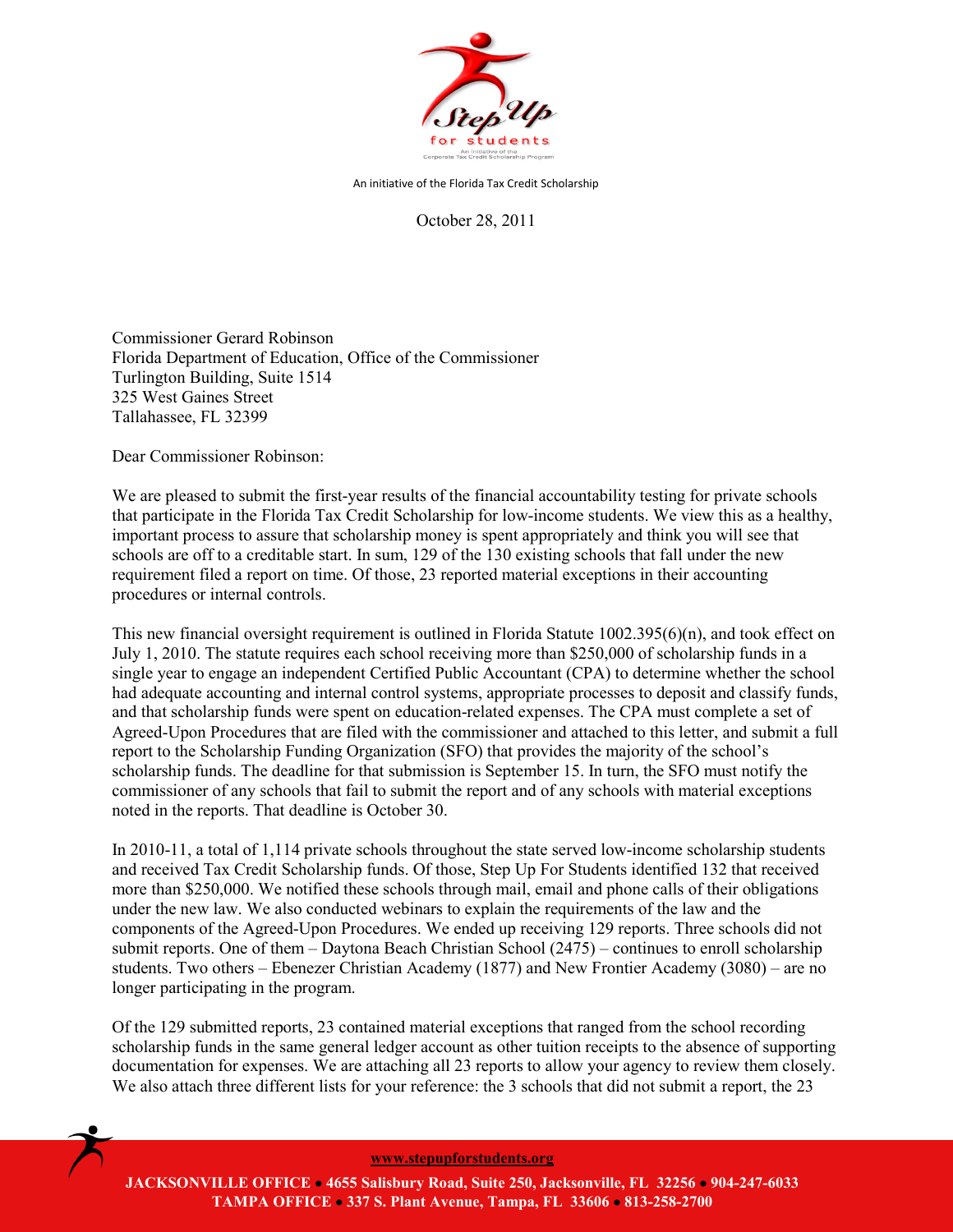An initiative of the Florida Tax Credit Scholarship

October 28, 2011

Commissioner Gerard Robinson
Florida Department of Education, Office of the Commissioner
Turlington Building, Suite 1514
325 West Gaines Street
Tallahassee, FL 32399

Dear Commissioner Robinson:

We are pleased to submit the first-year results of the financial accountability testing for private schools that participate in the Florida Tax Credit Scholarship for low-income students. We view this as a healthy, important process to assure that scholarship money is spent appropriately and think you will see that schools are off to a creditable start. In sum, 129 of the 130 existing schools that fall under the new requirement filed a report on time. Of those, 23 reported material exceptions in their accounting procedures or internal controls.

This new financial oversight requirement is outlined in Florida Statute 1002.395(6)(n), and took effect on July 1, 2010. The statute requires each school receiving more than $250,000 of scholarship funds in a single year to engage an independent Certified Public Accountant (CPA) to determine whether the school had adequate accounting and internal control systems, appropriate processes to deposit and classify funds, and that scholarship funds were spent on education-related expenses. The CPA must complete a set of Agreed-Upon Procedures that are filed with the commissioner and attached to this letter, and submit a full report to the Scholarship Funding Organization (SFO) that provides the majority of the school's scholarship funds. The deadline for that submission is September 15. In turn, the SFO must notify the commissioner of any schools that fail to submit the report and of any schools with material exceptions noted in the reports. That deadline is October 30.

In 2010-11, a total of 1,114 private schools throughout the state served low-income scholarship students and received Tax Credit Scholarship funds. Of those, Step Up For Students identified 132 that received more than $250,000. We notified these schools through mail, email and phone calls of their obligations under the new law. We also conducted webinars to explain the requirements of the law and the components of the Agreed-Upon Procedures. We ended up receiving 129 reports. Three schools did not submit reports. One of them – Daytona Beach Christian School (2475) – continues to enroll scholarship students. Two others – Ebenezer Christian Academy (1877) and New Frontier Academy (3080) – are no longer participating in the program.

Of the 129 submitted reports, 23 contained material exceptions that ranged from the school recording scholarship funds in the same general ledger account as other tuition receipts to the absence of supporting documentation for expenses. We are attaching all 23 reports to allow your agency to review them closely. We also attach three different lists for your reference: the 3 schools that did not submit a report, the 23

www.stepupforstudents.org

**JACKSONVILLE OFFICE • 4655 Salisbury Road, Suite 250, Jacksonville, FL 32256 • 904-247-6033**
**TAMPA OFFICE • 337 S. Plant Avenue, Tampa, FL 33606 • 813-258-2700**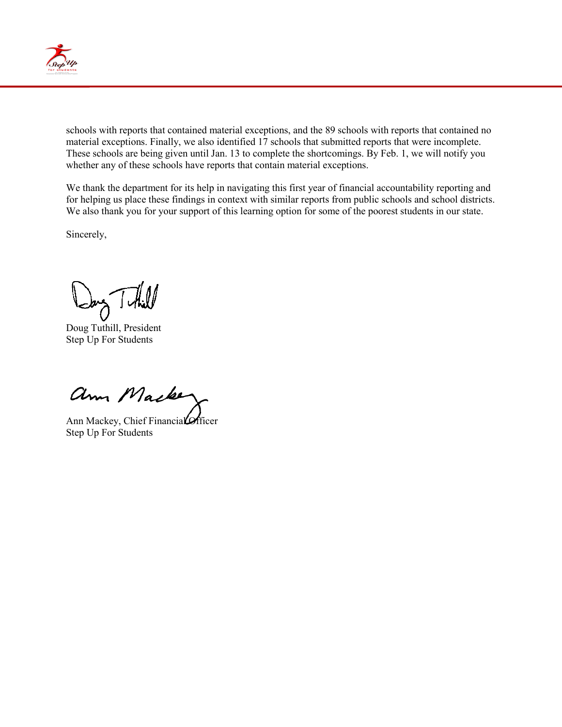schools with reports that contained material exceptions, and the 89 schools with reports that contained no material exceptions. Finally, we also identified 17 schools that submitted reports that were incomplete. These schools are being given until Jan. 13 to complete the shortcomings. By Feb. 1, we will notify you whether any of these schools have reports that contain material exceptions.

We thank the department for its help in navigating this first year of financial accountability reporting and for helping us place these findings in context with similar reports from public schools and school districts. We also thank you for your support of this learning option for some of the poorest students in our state.

Sincerely,

Doug Tuthill, President
Step Up For Students

Ann Mackey, Chief Financial Officer
Step Up For Students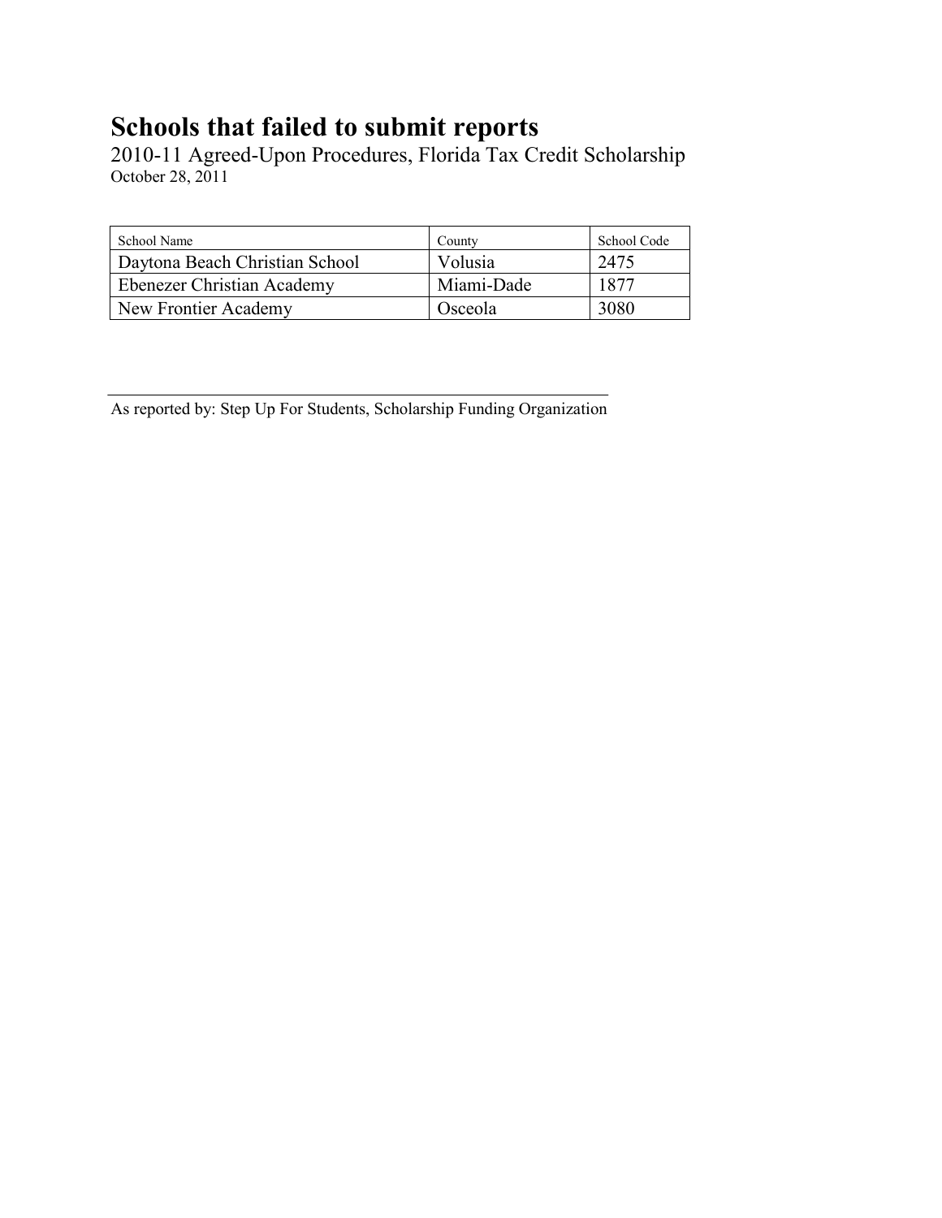# Schools that failed to submit reports

2010-11 Agreed-Upon Procedures, Florida Tax Credit Scholarship
October 28, 2011

| School Name | County | School Code |
|---|---|---|
| Daytona Beach Christian School | Volusia | 2475 |
| Ebenezer Christian Academy | Miami-Dade | 1877 |
| New Frontier Academy | Osceola | 3080 |

As reported by: Step Up For Students, Scholarship Funding Organization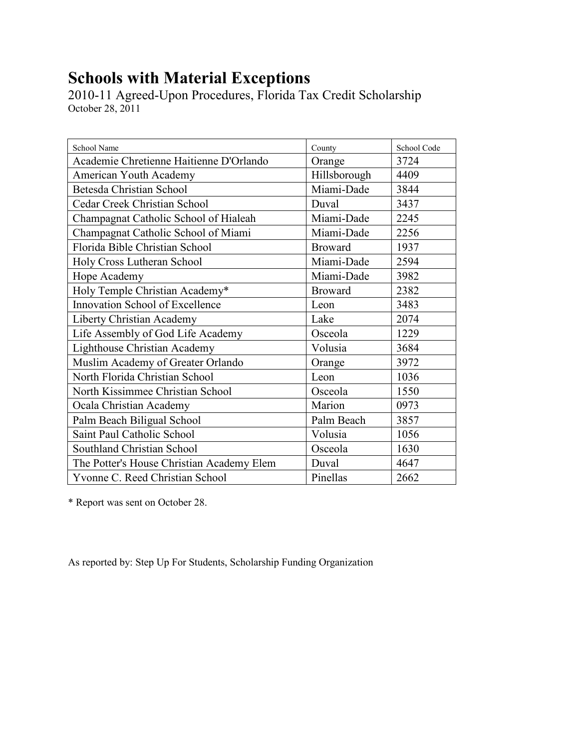# Schools with Material Exceptions

2010-11 Agreed-Upon Procedures, Florida Tax Credit Scholarship
October 28, 2011

| School Name | County | School Code |
|---|---|---|
| Academie Chretienne Haitienne D'Orlando | Orange | 3724 |
| American Youth Academy | Hillsborough | 4409 |
| Betesda Christian School | Miami-Dade | 3844 |
| Cedar Creek Christian School | Duval | 3437 |
| Champagnat Catholic School of Hialeah | Miami-Dade | 2245 |
| Champagnat Catholic School of Miami | Miami-Dade | 2256 |
| Florida Bible Christian School | Broward | 1937 |
| Holy Cross Lutheran School | Miami-Dade | 2594 |
| Hope Academy | Miami-Dade | 3982 |
| Holy Temple Christian Academy* | Broward | 2382 |
| Innovation School of Excellence | Leon | 3483 |
| Liberty Christian Academy | Lake | 2074 |
| Life Assembly of God Life Academy | Osceola | 1229 |
| Lighthouse Christian Academy | Volusia | 3684 |
| Muslim Academy of Greater Orlando | Orange | 3972 |
| North Florida Christian School | Leon | 1036 |
| North Kissimmee Christian School | Osceola | 1550 |
| Ocala Christian Academy | Marion | 0973 |
| Palm Beach Biligual School | Palm Beach | 3857 |
| Saint Paul Catholic School | Volusia | 1056 |
| Southland Christian School | Osceola | 1630 |
| The Potter's House Christian Academy Elem | Duval | 4647 |
| Yvonne C. Reed Christian School | Pinellas | 2662 |

* Report was sent on October 28.

As reported by: Step Up For Students, Scholarship Funding Organization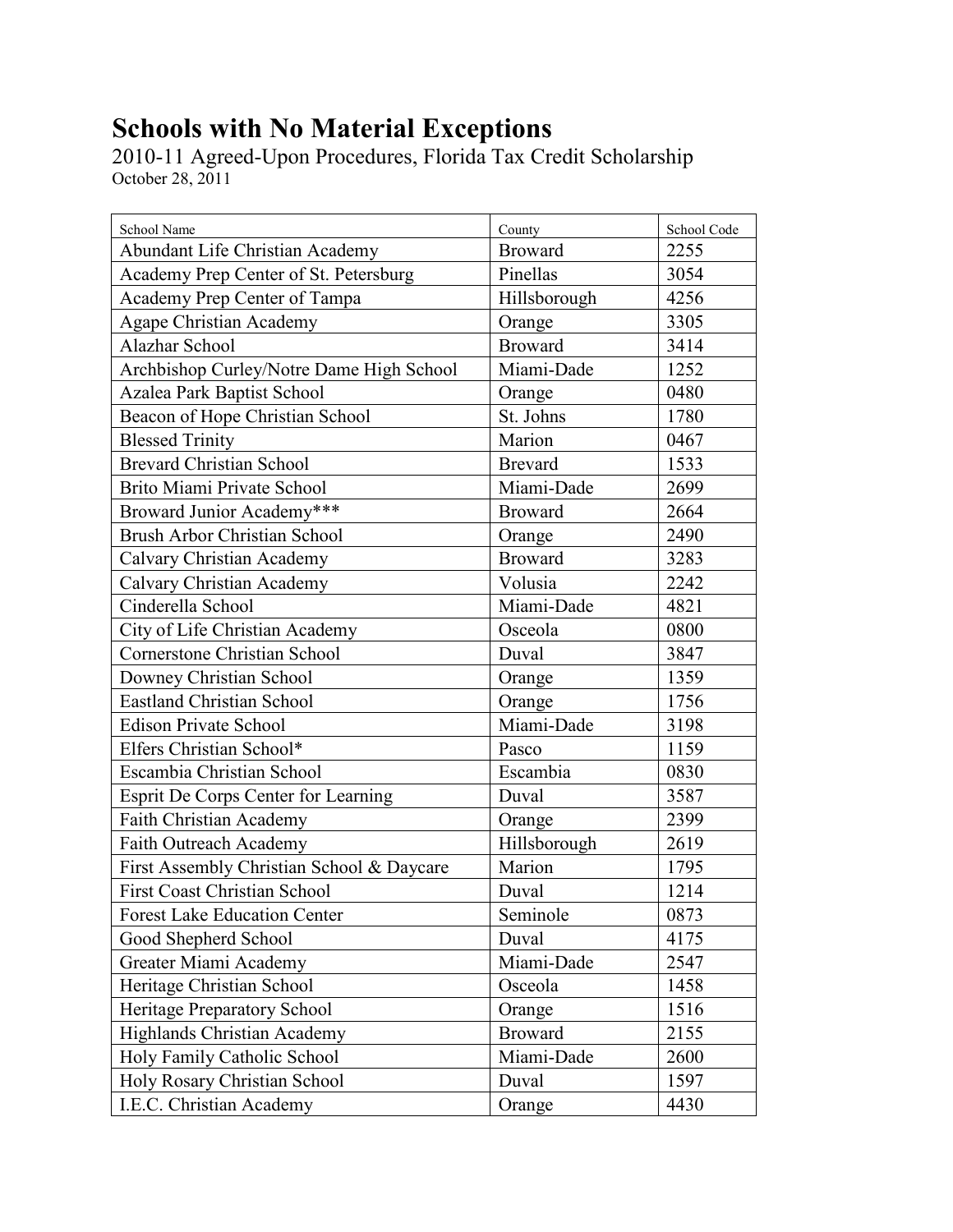# Schools with No Material Exceptions

2010-11 Agreed-Upon Procedures, Florida Tax Credit Scholarship

October 28, 2011

| School Name | County | School Code |
|---|---|---|
| Abundant Life Christian Academy | Broward | 2255 |
| Academy Prep Center of St. Petersburg | Pinellas | 3054 |
| Academy Prep Center of Tampa | Hillsborough | 4256 |
| Agape Christian Academy | Orange | 3305 |
| Alazhar School | Broward | 3414 |
| Archbishop Curley/Notre Dame High School | Miami-Dade | 1252 |
| Azalea Park Baptist School | Orange | 0480 |
| Beacon of Hope Christian School | St. Johns | 1780 |
| Blessed Trinity | Marion | 0467 |
| Brevard Christian School | Brevard | 1533 |
| Brito Miami Private School | Miami-Dade | 2699 |
| Broward Junior Academy*** | Broward | 2664 |
| Brush Arbor Christian School | Orange | 2490 |
| Calvary Christian Academy | Broward | 3283 |
| Calvary Christian Academy | Volusia | 2242 |
| Cinderella School | Miami-Dade | 4821 |
| City of Life Christian Academy | Osceola | 0800 |
| Cornerstone Christian School | Duval | 3847 |
| Downey Christian School | Orange | 1359 |
| Eastland Christian School | Orange | 1756 |
| Edison Private School | Miami-Dade | 3198 |
| Elfers Christian School* | Pasco | 1159 |
| Escambia Christian School | Escambia | 0830 |
| Esprit De Corps Center for Learning | Duval | 3587 |
| Faith Christian Academy | Orange | 2399 |
| Faith Outreach Academy | Hillsborough | 2619 |
| First Assembly Christian School & Daycare | Marion | 1795 |
| First Coast Christian School | Duval | 1214 |
| Forest Lake Education Center | Seminole | 0873 |
| Good Shepherd School | Duval | 4175 |
| Greater Miami Academy | Miami-Dade | 2547 |
| Heritage Christian School | Osceola | 1458 |
| Heritage Preparatory School | Orange | 1516 |
| Highlands Christian Academy | Broward | 2155 |
| Holy Family Catholic School | Miami-Dade | 2600 |
| Holy Rosary Christian School | Duval | 1597 |
| I.E.C. Christian Academy | Orange | 4430 |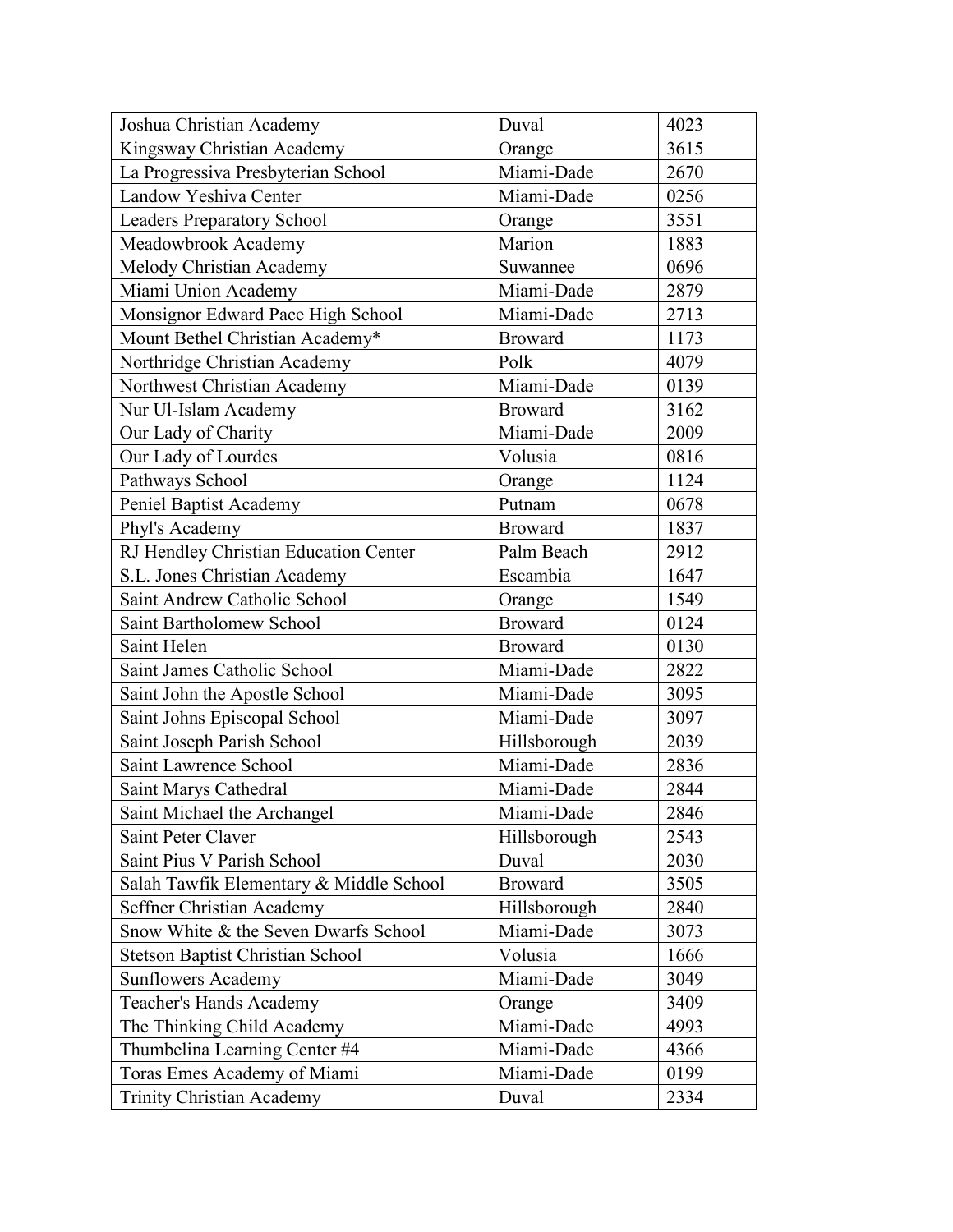| Joshua Christian Academy | Duval | 4023 |
|---|---|---|
| Kingsway Christian Academy | Orange | 3615 |
| La Progressiva Presbyterian School | Miami-Dade | 2670 |
| Landow Yeshiva Center | Miami-Dade | 0256 |
| Leaders Preparatory School | Orange | 3551 |
| Meadowbrook Academy | Marion | 1883 |
| Melody Christian Academy | Suwannee | 0696 |
| Miami Union Academy | Miami-Dade | 2879 |
| Monsignor Edward Pace High School | Miami-Dade | 2713 |
| Mount Bethel Christian Academy* | Broward | 1173 |
| Northridge Christian Academy | Polk | 4079 |
| Northwest Christian Academy | Miami-Dade | 0139 |
| Nur Ul-Islam Academy | Broward | 3162 |
| Our Lady of Charity | Miami-Dade | 2009 |
| Our Lady of Lourdes | Volusia | 0816 |
| Pathways School | Orange | 1124 |
| Peniel Baptist Academy | Putnam | 0678 |
| Phyl's Academy | Broward | 1837 |
| RJ Hendley Christian Education Center | Palm Beach | 2912 |
| S.L. Jones Christian Academy | Escambia | 1647 |
| Saint Andrew Catholic School | Orange | 1549 |
| Saint Bartholomew School | Broward | 0124 |
| Saint Helen | Broward | 0130 |
| Saint James Catholic School | Miami-Dade | 2822 |
| Saint John the Apostle School | Miami-Dade | 3095 |
| Saint Johns Episcopal School | Miami-Dade | 3097 |
| Saint Joseph Parish School | Hillsborough | 2039 |
| Saint Lawrence School | Miami-Dade | 2836 |
| Saint Marys Cathedral | Miami-Dade | 2844 |
| Saint Michael the Archangel | Miami-Dade | 2846 |
| Saint Peter Claver | Hillsborough | 2543 |
| Saint Pius V Parish School | Duval | 2030 |
| Salah Tawfik Elementary & Middle School | Broward | 3505 |
| Seffner Christian Academy | Hillsborough | 2840 |
| Snow White & the Seven Dwarfs School | Miami-Dade | 3073 |
| Stetson Baptist Christian School | Volusia | 1666 |
| Sunflowers Academy | Miami-Dade | 3049 |
| Teacher's Hands Academy | Orange | 3409 |
| The Thinking Child Academy | Miami-Dade | 4993 |
| Thumbelina Learning Center #4 | Miami-Dade | 4366 |
| Toras Emes Academy of Miami | Miami-Dade | 0199 |
| Trinity Christian Academy | Duval | 2334 |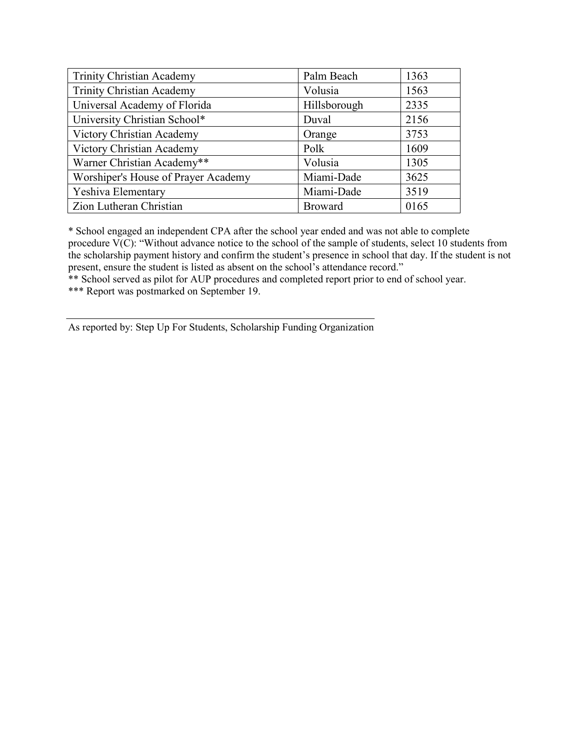| Trinity Christian Academy | Palm Beach | 1363 |
|---|---|---|
| Trinity Christian Academy | Volusia | 1563 |
| Universal Academy of Florida | Hillsborough | 2335 |
| University Christian School* | Duval | 2156 |
| Victory Christian Academy | Orange | 3753 |
| Victory Christian Academy | Polk | 1609 |
| Warner Christian Academy** | Volusia | 1305 |
| Worshiper's House of Prayer Academy | Miami-Dade | 3625 |
| Yeshiva Elementary | Miami-Dade | 3519 |
| Zion Lutheran Christian | Broward | 0165 |

* School engaged an independent CPA after the school year ended and was not able to complete procedure V(C): "Without advance notice to the school of the sample of students, select 10 students from the scholarship payment history and confirm the student's presence in school that day. If the student is not present, ensure the student is listed as absent on the school's attendance record."

** School served as pilot for AUP procedures and completed report prior to end of school year.

*** Report was postmarked on September 19.

---

As reported by: Step Up For Students, Scholarship Funding Organization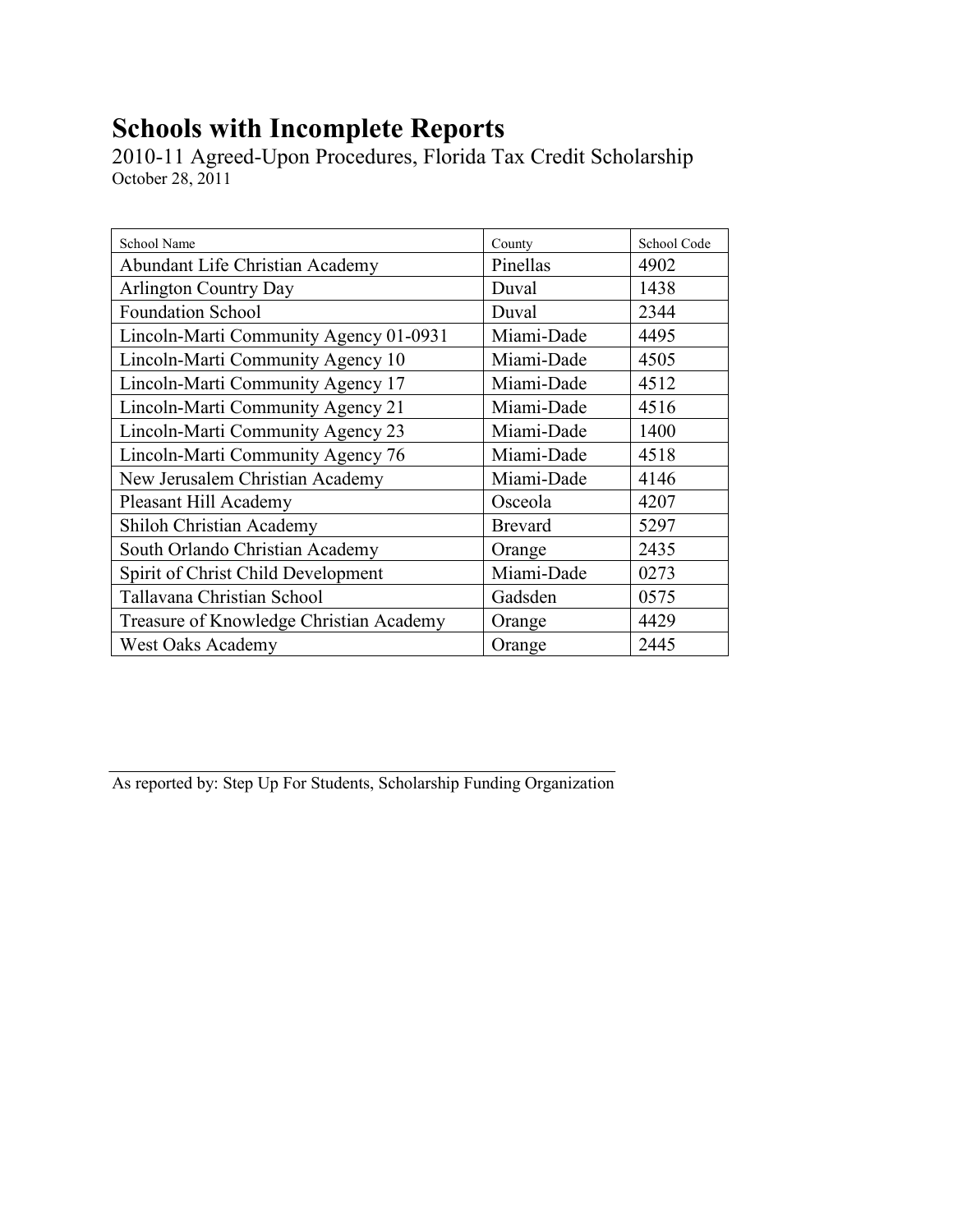# Schools with Incomplete Reports

2010-11 Agreed-Upon Procedures, Florida Tax Credit Scholarship

October 28, 2011

| School Name | County | School Code |
|---|---|---|
| Abundant Life Christian Academy | Pinellas | 4902 |
| Arlington Country Day | Duval | 1438 |
| Foundation School | Duval | 2344 |
| Lincoln-Marti Community Agency 01-0931 | Miami-Dade | 4495 |
| Lincoln-Marti Community Agency 10 | Miami-Dade | 4505 |
| Lincoln-Marti Community Agency 17 | Miami-Dade | 4512 |
| Lincoln-Marti Community Agency 21 | Miami-Dade | 4516 |
| Lincoln-Marti Community Agency 23 | Miami-Dade | 1400 |
| Lincoln-Marti Community Agency 76 | Miami-Dade | 4518 |
| New Jerusalem Christian Academy | Miami-Dade | 4146 |
| Pleasant Hill Academy | Osceola | 4207 |
| Shiloh Christian Academy | Brevard | 5297 |
| South Orlando Christian Academy | Orange | 2435 |
| Spirit of Christ Child Development | Miami-Dade | 0273 |
| Tallavana Christian School | Gadsden | 0575 |
| Treasure of Knowledge Christian Academy | Orange | 4429 |
| West Oaks Academy | Orange | 2445 |

As reported by: Step Up For Students, Scholarship Funding Organization